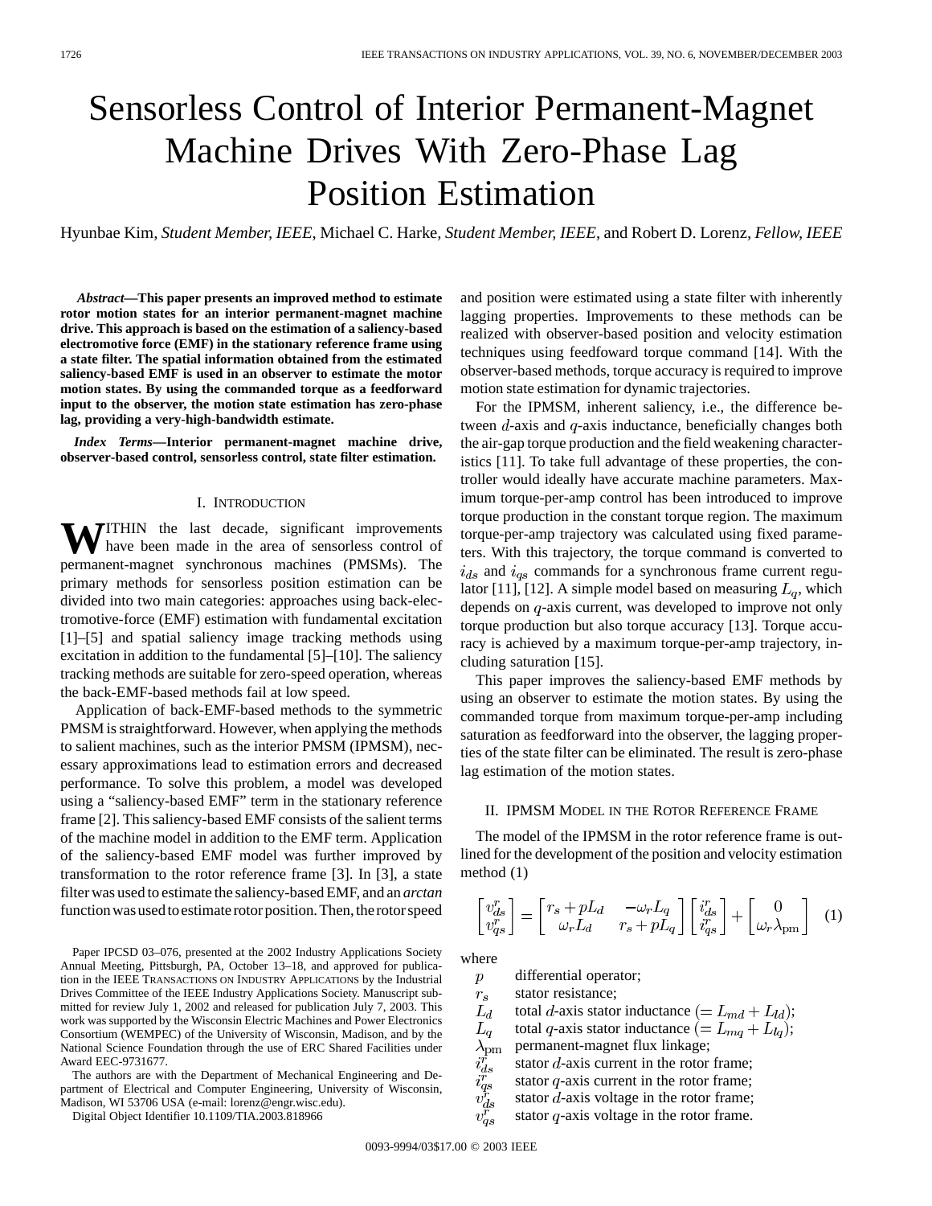# Sensorless Control of Interior Permanent-Magnet Machine Drives With Zero-Phase Lag Position Estimation

Hyunbae Kim, *Student Member, IEEE*, Michael C. Harke, *Student Member, IEEE*, and Robert D. Lorenz, *Fellow, IEEE*

***Abstract*—This paper presents an improved method to estimate rotor motion states for an interior permanent-magnet machine drive. This approach is based on the estimation of a saliency-based electromotive force (EMF) in the stationary reference frame using a state filter. The spatial information obtained from the estimated saliency-based EMF is used in an observer to estimate the motor motion states. By using the commanded torque as a feedforward input to the observer, the motion state estimation has zero-phase lag, providing a very-high-bandwidth estimate.**

***Index Terms*—Interior permanent-magnet machine drive, observer-based control, sensorless control, state filter estimation.**

## I. Introduction

Within the last decade, significant improvements have been made in the area of sensorless control of permanent-magnet synchronous machines (PMSMs). The primary methods for sensorless position estimation can be divided into two main categories: approaches using back-electromotive-force (EMF) estimation with fundamental excitation [1]–[5] and spatial saliency image tracking methods using excitation in addition to the fundamental [5]–[10]. The saliency tracking methods are suitable for zero-speed operation, whereas the back-EMF-based methods fail at low speed.

Application of back-EMF-based methods to the symmetric PMSM is straightforward. However, when applying the methods to salient machines, such as the interior PMSM (IPMSM), necessary approximations lead to estimation errors and decreased performance. To solve this problem, a model was developed using a "saliency-based EMF" term in the stationary reference frame [2]. This saliency-based EMF consists of the salient terms of the machine model in addition to the EMF term. Application of the saliency-based EMF model was further improved by transformation to the rotor reference frame [3]. In [3], a state filter was used to estimate the saliency-based EMF, and an *arctan* function was used to estimate rotor position. Then, the rotor speed and position were estimated using a state filter with inherently lagging properties. Improvements to these methods can be realized with observer-based position and velocity estimation techniques using feedfoward torque command [14]. With the observer-based methods, torque accuracy is required to improve motion state estimation for dynamic trajectories.

For the IPMSM, inherent saliency, i.e., the difference between $d$-axis and $q$-axis inductance, beneficially changes both the air-gap torque production and the field weakening characteristics [11]. To take full advantage of these properties, the controller would ideally have accurate machine parameters. Maximum torque-per-amp control has been introduced to improve torque production in the constant torque region. The maximum torque-per-amp trajectory was calculated using fixed parameters. With this trajectory, the torque command is converted to $i_{ds}$ and $i_{qs}$ commands for a synchronous frame current regulator [11], [12]. A simple model based on measuring $L_q$, which depends on $q$-axis current, was developed to improve not only torque production but also torque accuracy [13]. Torque accuracy is achieved by a maximum torque-per-amp trajectory, including saturation [15].

This paper improves the saliency-based EMF methods by using an observer to estimate the motion states. By using the commanded torque from maximum torque-per-amp including saturation as feedforward into the observer, the lagging properties of the state filter can be eliminated. The result is zero-phase lag estimation of the motion states.

## II. IPMSM Model in the Rotor Reference Frame

The model of the IPMSM in the rotor reference frame is outlined for the development of the position and velocity estimation method (1)

$$\begin{bmatrix} v_{ds}^r \\ v_{qs}^r \end{bmatrix} = \begin{bmatrix} r_s + pL_d & -\omega_r L_q \\ \omega_r L_d & r_s + pL_q \end{bmatrix} \begin{bmatrix} i_{ds}^r \\ i_{qs}^r \end{bmatrix} + \begin{bmatrix} 0 \\ \omega_r \lambda_{\text{pm}} \end{bmatrix} \quad (1)$$

where

- $p$ differential operator;
- $r_s$ stator resistance;
- $L_d$ total $d$-axis stator inductance $(= L_{md} + L_{ld})$;
- $L_q$ total $q$-axis stator inductance $(= L_{mq} + L_{lq})$;
- $\lambda_{\text{pm}}$ permanent-magnet flux linkage;
- $i_{ds}^r$ stator $d$-axis current in the rotor frame;
- $i_{qs}^r$ stator $q$-axis current in the rotor frame;
- $v_{ds}^r$ stator $d$-axis voltage in the rotor frame;
- $v_{qs}^r$ stator $q$-axis voltage in the rotor frame.

Paper IPCSD 03–076, presented at the 2002 Industry Applications Society Annual Meeting, Pittsburgh, PA, October 13–18, and approved for publication in the IEEE Transactions on Industry Applications by the Industrial Drives Committee of the IEEE Industry Applications Society. Manuscript submitted for review July 1, 2002 and released for publication July 7, 2003. This work was supported by the Wisconsin Electric Machines and Power Electronics Consortium (WEMPEC) of the University of Wisconsin, Madison, and by the National Science Foundation through the use of ERC Shared Facilities under Award EEC-9731677.

The authors are with the Department of Mechanical Engineering and Department of Electrical and Computer Engineering, University of Wisconsin, Madison, WI 53706 USA (e-mail: lorenz@engr.wisc.edu).

Digital Object Identifier 10.1109/TIA.2003.818966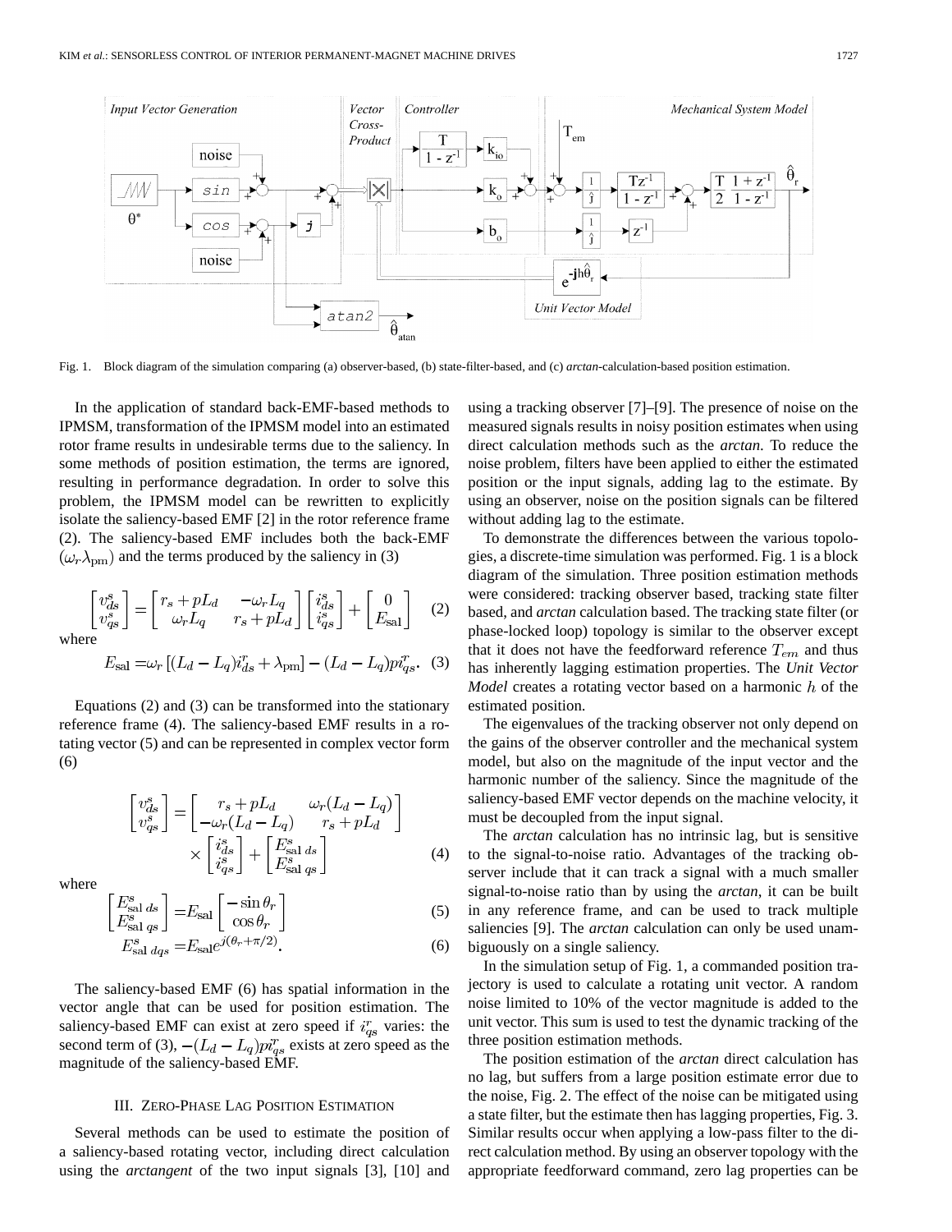Fig. 1. Block diagram of the simulation comparing (a) observer-based, (b) state-filter-based, and (c) *arctan*-calculation-based position estimation.

In the application of standard back-EMF-based methods to IPMSM, transformation of the IPMSM model into an estimated rotor frame results in undesirable terms due to the saliency. In some methods of position estimation, the terms are ignored, resulting in performance degradation. In order to solve this problem, the IPMSM model can be rewritten to explicitly isolate the saliency-based EMF [2] in the rotor reference frame (2). The saliency-based EMF includes both the back-EMF $(\omega_r \lambda_{\text{pm}})$ and the terms produced by the saliency in (3)

$$\begin{bmatrix} v_{ds}^s \\ v_{qs}^s \end{bmatrix} = \begin{bmatrix} r_s + pL_d & -\omega_r L_q \\ \omega_r L_q & r_s + pL_d \end{bmatrix} \begin{bmatrix} i_{ds}^s \\ i_{qs}^s \end{bmatrix} + \begin{bmatrix} 0 \\ E_{\text{sal}} \end{bmatrix} \quad (2)$$

where

$$E_{\text{sal}} = \omega_r \left[ (L_d - L_q) i_{ds}^r + \lambda_{\text{pm}} \right] - (L_d - L_q) p i_{qs}^r. \quad (3)$$

Equations (2) and (3) can be transformed into the stationary reference frame (4). The saliency-based EMF results in a rotating vector (5) and can be represented in complex vector form (6)

$$\begin{bmatrix} v_{ds}^s \\ v_{qs}^s \end{bmatrix} = \begin{bmatrix} r_s + pL_d & \omega_r (L_d - L_q) \\ -\omega_r (L_d - L_q) & r_s + pL_d \end{bmatrix} \times \begin{bmatrix} i_{ds}^s \\ i_{qs}^s \end{bmatrix} + \begin{bmatrix} E_{\text{sal } ds}^s \\ E_{\text{sal } qs}^s \end{bmatrix} \quad (4)$$

where

$$\begin{bmatrix} E_{\text{sal } ds}^s \\ E_{\text{sal } qs}^s \end{bmatrix} = E_{\text{sal}} \begin{bmatrix} -\sin \theta_r \\ \cos \theta_r \end{bmatrix} \quad (5)$$

$$E_{\text{sal } dqs}^s = E_{\text{sal}} e^{j(\theta_r + \pi/2)}. \quad (6)$$

The saliency-based EMF (6) has spatial information in the vector angle that can be used for position estimation. The saliency-based EMF can exist at zero speed if $i_{qs}^r$ varies: the second term of (3), $-(L_d - L_q) p i_{qs}^r$ exists at zero speed as the magnitude of the saliency-based EMF.

## III. Zero-Phase Lag Position Estimation

Several methods can be used to estimate the position of a saliency-based rotating vector, including direct calculation using the *arctangent* of the two input signals [3], [10] and using a tracking observer [7]–[9]. The presence of noise on the measured signals results in noisy position estimates when using direct calculation methods such as the *arctan*. To reduce the noise problem, filters have been applied to either the estimated position or the input signals, adding lag to the estimate. By using an observer, noise on the position signals can be filtered without adding lag to the estimate.

To demonstrate the differences between the various topologies, a discrete-time simulation was performed. Fig. 1 is a block diagram of the simulation. Three position estimation methods were considered: tracking observer based, tracking state filter based, and *arctan* calculation based. The tracking state filter (or phase-locked loop) topology is similar to the observer except that it does not have the feedforward reference $T_{em}$ and thus has inherently lagging estimation properties. The *Unit Vector Model* creates a rotating vector based on a harmonic $h$ of the estimated position.

The eigenvalues of the tracking observer not only depend on the gains of the observer controller and the mechanical system model, but also on the magnitude of the input vector and the harmonic number of the saliency. Since the magnitude of the saliency-based EMF vector depends on the machine velocity, it must be decoupled from the input signal.

The *arctan* calculation has no intrinsic lag, but is sensitive to the signal-to-noise ratio. Advantages of the tracking observer include that it can track a signal with a much smaller signal-to-noise ratio than by using the *arctan*, it can be built in any reference frame, and can be used to track multiple saliencies [9]. The *arctan* calculation can only be used unambiguously on a single saliency.

In the simulation setup of Fig. 1, a commanded position trajectory is used to calculate a rotating unit vector. A random noise limited to 10% of the vector magnitude is added to the unit vector. This sum is used to test the dynamic tracking of the three position estimation methods.

The position estimation of the *arctan* direct calculation has no lag, but suffers from a large position estimate error due to the noise, Fig. 2. The effect of the noise can be mitigated using a state filter, but the estimate then has lagging properties, Fig. 3. Similar results occur when applying a low-pass filter to the direct calculation method. By using an observer topology with the appropriate feedforward command, zero lag properties can be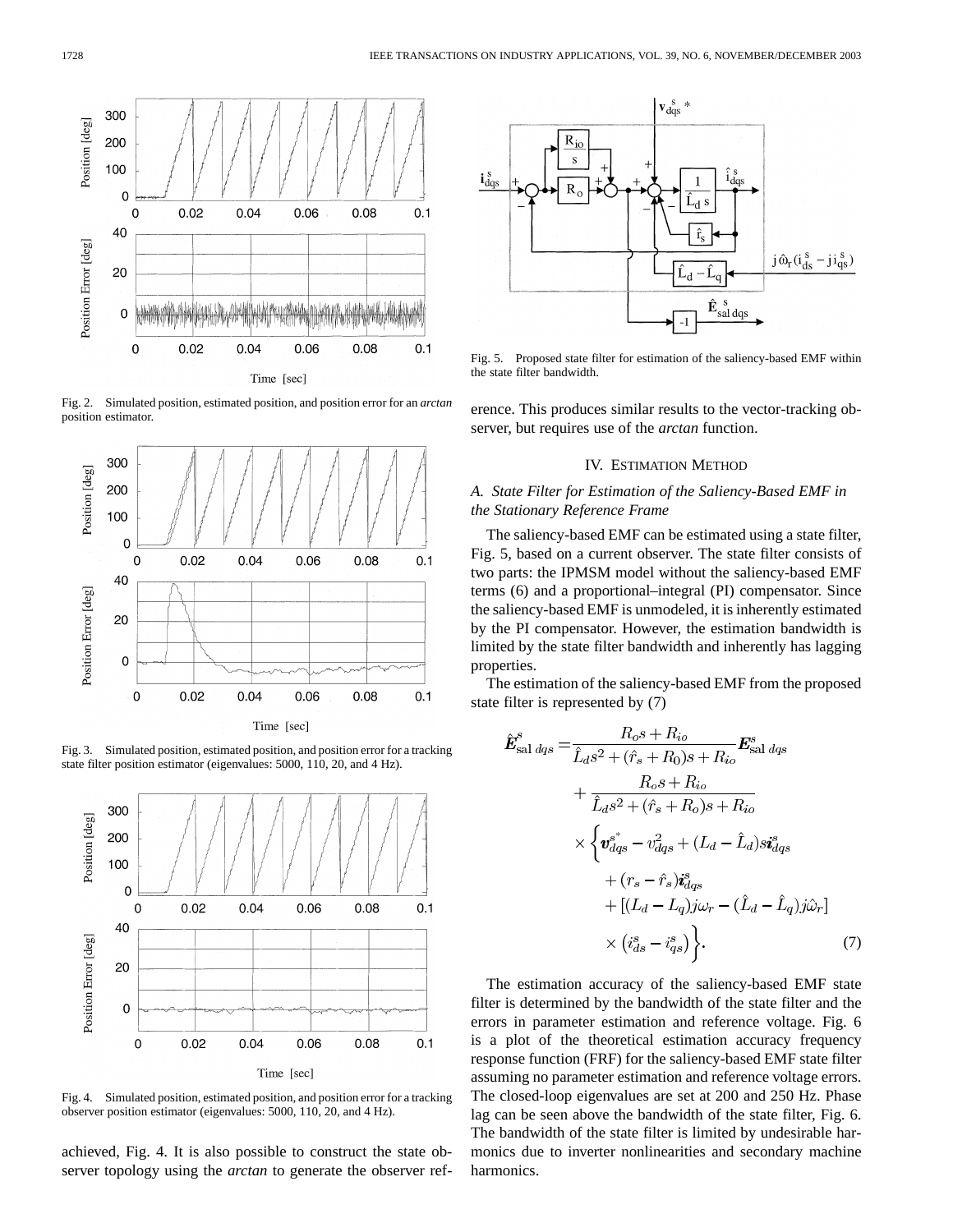Fig. 2. Simulated position, estimated position, and position error for an *arctan* position estimator.

Fig. 3. Simulated position, estimated position, and position error for a tracking state filter position estimator (eigenvalues: 5000, 110, 20, and 4 Hz).

Fig. 4. Simulated position, estimated position, and position error for a tracking observer position estimator (eigenvalues: 5000, 110, 20, and 4 Hz).

achieved, Fig. 4. It is also possible to construct the state observer topology using the *arctan* to generate the observer reference. This produces similar results to the vector-tracking observer, but requires use of the *arctan* function.

Fig. 5. Proposed state filter for estimation of the saliency-based EMF within the state filter bandwidth.

## IV. Estimation Method

### A. State Filter for Estimation of the Saliency-Based EMF in the Stationary Reference Frame

The saliency-based EMF can be estimated using a state filter, Fig. 5, based on a current observer. The state filter consists of two parts: the IPMSM model without the saliency-based EMF terms (6) and a proportional–integral (PI) compensator. Since the saliency-based EMF is unmodeled, it is inherently estimated by the PI compensator. However, the estimation bandwidth is limited by the state filter bandwidth and inherently has lagging properties.

The estimation of the saliency-based EMF from the proposed state filter is represented by (7)

$$
\begin{aligned}
\hat{\boldsymbol{E}}^{s}_{\text{sal }dqs} =& \frac{R_o s + R_{io}}{\hat{L}_d s^2 + (\hat{r}_s + R_0)s + R_{io}} \boldsymbol{E}^{s}_{\text{sal }dqs} \\
&+ \frac{R_o s + R_{io}}{\hat{L}_d s^2 + (\hat{r}_s + R_o)s + R_{io}} \\
&\times \Big\{ \boldsymbol{v}^{s^*}_{dqs} - v^{2}_{dqs} + (L_d - \hat{L}_d)s\boldsymbol{i}^{s}_{dqs} \\
&\quad + (r_s - \hat{r}_s)\boldsymbol{i}^{s}_{dqs} \\
&\quad + [(L_d - L_q)j\omega_r - (\hat{L}_d - \hat{L}_q)j\hat{\omega}_r] \\
&\quad \times \left(i^{s}_{ds} - i^{s}_{qs}\right) \Big\}.
\end{aligned}
\tag{7}
$$

The estimation accuracy of the saliency-based EMF state filter is determined by the bandwidth of the state filter and the errors in parameter estimation and reference voltage. Fig. 6 is a plot of the theoretical estimation accuracy frequency response function (FRF) for the saliency-based EMF state filter assuming no parameter estimation and reference voltage errors. The closed-loop eigenvalues are set at 200 and 250 Hz. Phase lag can be seen above the bandwidth of the state filter, Fig. 6. The bandwidth of the state filter is limited by undesirable harmonics due to inverter nonlinearities and secondary machine harmonics.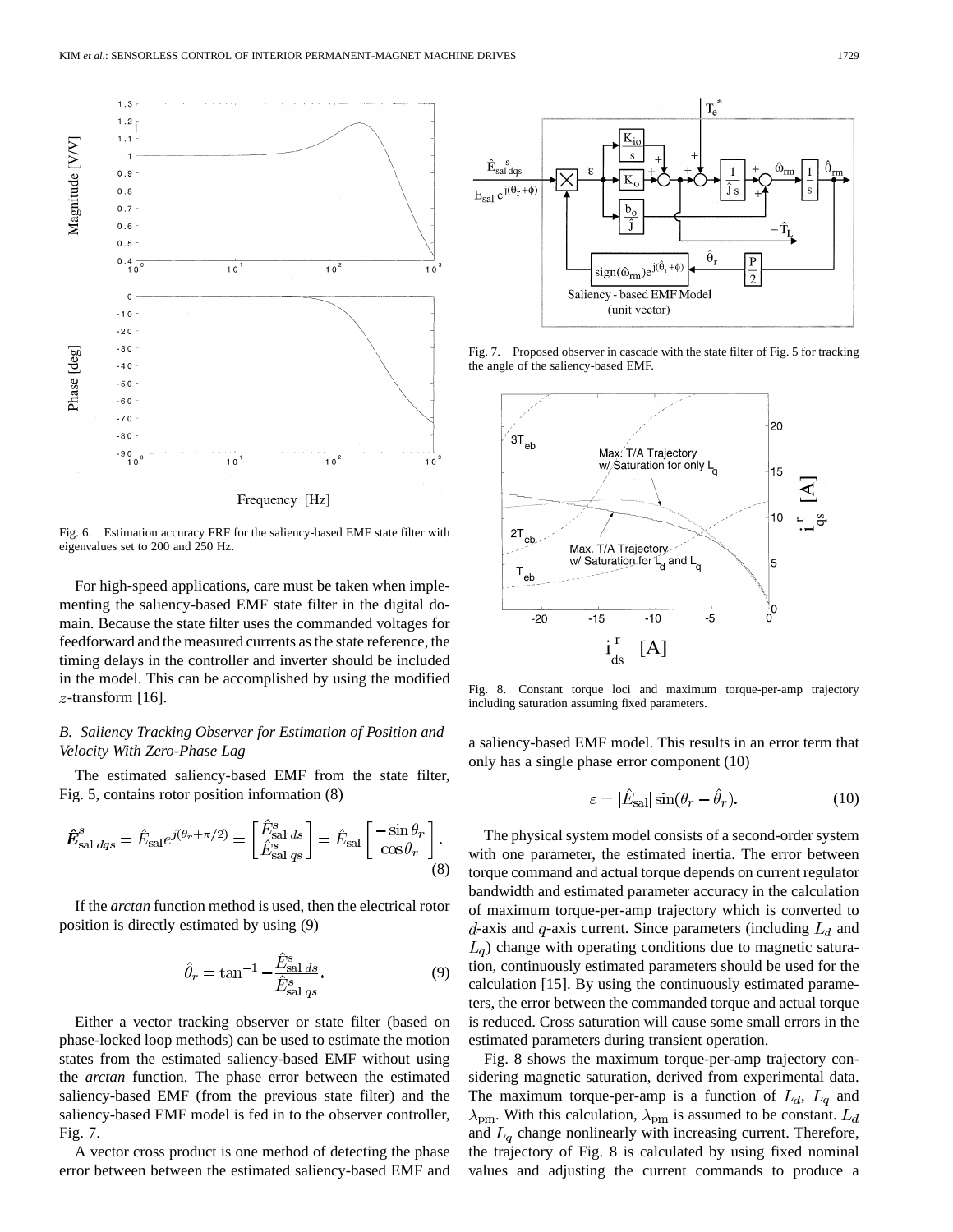Fig. 6. Estimation accuracy FRF for the saliency-based EMF state filter with eigenvalues set to 200 and 250 Hz.

For high-speed applications, care must be taken when implementing the saliency-based EMF state filter in the digital domain. Because the state filter uses the commanded voltages for feedforward and the measured currents as the state reference, the timing delays in the controller and inverter should be included in the model. This can be accomplished by using the modified $z$-transform [16].

### *B. Saliency Tracking Observer for Estimation of Position and Velocity With Zero-Phase Lag*

The estimated saliency-based EMF from the state filter, Fig. 5, contains rotor position information (8)

$$\hat{\boldsymbol{E}}^s_{\text{sal}\,dqs} = \hat{E}_{\text{sal}} e^{j(\theta_r + \pi/2)} = \begin{bmatrix} \hat{E}^s_{\text{sal}\,ds} \\ \hat{E}^s_{\text{sal}\,qs} \end{bmatrix} = \hat{E}_{\text{sal}} \begin{bmatrix} -\sin\theta_r \\ \cos\theta_r \end{bmatrix}. \tag{8}$$

If the *arctan* function method is used, then the electrical rotor position is directly estimated by using (9)

$$\hat{\theta}_r = \tan^{-1} - \frac{\hat{E}^s_{\text{sal}\,ds}}{\hat{E}^s_{\text{sal}\,qs}}. \tag{9}$$

Either a vector tracking observer or state filter (based on phase-locked loop methods) can be used to estimate the motion states from the estimated saliency-based EMF without using the *arctan* function. The phase error between the estimated saliency-based EMF (from the previous state filter) and the saliency-based EMF model is fed in to the observer controller, Fig. 7.

A vector cross product is one method of detecting the phase error between between the estimated saliency-based EMF and a saliency-based EMF model. This results in an error term that only has a single phase error component (10)

$$\varepsilon = |\hat{E}_{\text{sal}}| \sin(\theta_r - \hat{\theta}_r). \tag{10}$$

Fig. 7. Proposed observer in cascade with the state filter of Fig. 5 for tracking the angle of the saliency-based EMF.

Fig. 8. Constant torque loci and maximum torque-per-amp trajectory including saturation assuming fixed parameters.

The physical system model consists of a second-order system with one parameter, the estimated inertia. The error between torque command and actual torque depends on current regulator bandwidth and estimated parameter accuracy in the calculation of maximum torque-per-amp trajectory which is converted to $d$-axis and $q$-axis current. Since parameters (including $L_d$ and $L_q$) change with operating conditions due to magnetic saturation, continuously estimated parameters should be used for the calculation [15]. By using the continuously estimated parameters, the error between the commanded torque and actual torque is reduced. Cross saturation will cause some small errors in the estimated parameters during transient operation.

Fig. 8 shows the maximum torque-per-amp trajectory considering magnetic saturation, derived from experimental data. The maximum torque-per-amp is a function of $L_d$, $L_q$ and $\lambda_{\text{pm}}$. With this calculation, $\lambda_{\text{pm}}$ is assumed to be constant. $L_d$ and $L_q$ change nonlinearly with increasing current. Therefore, the trajectory of Fig. 8 is calculated by using fixed nominal values and adjusting the current commands to produce a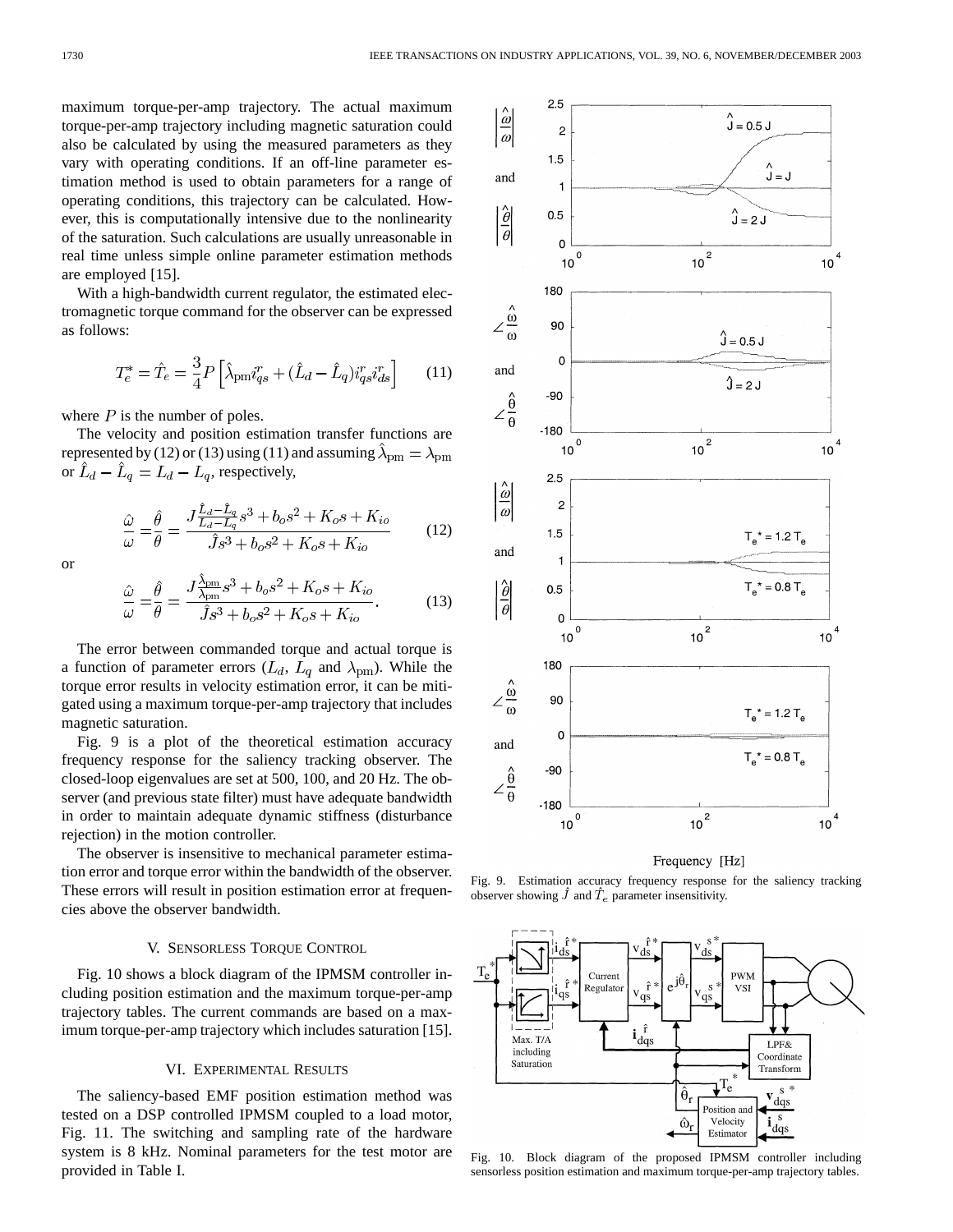maximum torque-per-amp trajectory. The actual maximum torque-per-amp trajectory including magnetic saturation could also be calculated by using the measured parameters as they vary with operating conditions. If an off-line parameter estimation method is used to obtain parameters for a range of operating conditions, this trajectory can be calculated. However, this is computationally intensive due to the nonlinearity of the saturation. Such calculations are usually unreasonable in real time unless simple online parameter estimation methods are employed [15].

With a high-bandwidth current regulator, the estimated electromagnetic torque command for the observer can be expressed as follows:

$$T_e^* = \hat{T}_e = \frac{3}{4}P\left[\hat{\lambda}_{\text{pm}} i_{qs}^r + (\hat{L}_d - \hat{L}_q) i_{qs}^r i_{ds}^r\right] \tag{11}$$

where $P$ is the number of poles.

The velocity and position estimation transfer functions are represented by (12) or (13) using (11) and assuming $\hat{\lambda}_{\text{pm}} = \lambda_{\text{pm}}$ or $\hat{L}_d - \hat{L}_q = L_d - L_q$, respectively,

$$\frac{\hat{\omega}}{\omega} = \frac{\hat{\theta}}{\theta} = \frac{J\frac{\hat{L}_d - \hat{L}_q}{L_d - L_q}s^3 + b_o s^2 + K_o s + K_{io}}{\hat{J}s^3 + b_o s^2 + K_o s + K_{io}} \tag{12}$$

or

$$\frac{\hat{\omega}}{\omega} = \frac{\hat{\theta}}{\theta} = \frac{J\frac{\hat{\lambda}_{\text{pm}}}{\lambda_{\text{pm}}}s^3 + b_o s^2 + K_o s + K_{io}}{\hat{J}s^3 + b_o s^2 + K_o s + K_{io}}. \tag{13}$$

The error between commanded torque and actual torque is a function of parameter errors ($L_d$, $L_q$ and $\lambda_{\text{pm}}$). While the torque error results in velocity estimation error, it can be mitigated using a maximum torque-per-amp trajectory that includes magnetic saturation.

Fig. 9 is a plot of the theoretical estimation accuracy frequency response for the saliency tracking observer. The closed-loop eigenvalues are set at 500, 100, and 20 Hz. The observer (and previous state filter) must have adequate bandwidth in order to maintain adequate dynamic stiffness (disturbance rejection) in the motion controller.

The observer is insensitive to mechanical parameter estimation error and torque error within the bandwidth of the observer. These errors will result in position estimation error at frequencies above the observer bandwidth.

Fig. 9. Estimation accuracy frequency response for the saliency tracking observer showing $\hat{J}$ and $\hat{T}_e$ parameter insensitivity.

## V. Sensorless Torque Control

Fig. 10 shows a block diagram of the IPMSM controller including position estimation and the maximum torque-per-amp trajectory tables. The current commands are based on a maximum torque-per-amp trajectory which includes saturation [15].

Fig. 10. Block diagram of the proposed IPMSM controller including sensorless position estimation and maximum torque-per-amp trajectory tables.

## VI. Experimental Results

The saliency-based EMF position estimation method was tested on a DSP controlled IPMSM coupled to a load motor, Fig. 11. The switching and sampling rate of the hardware system is 8 kHz. Nominal parameters for the test motor are provided in Table I.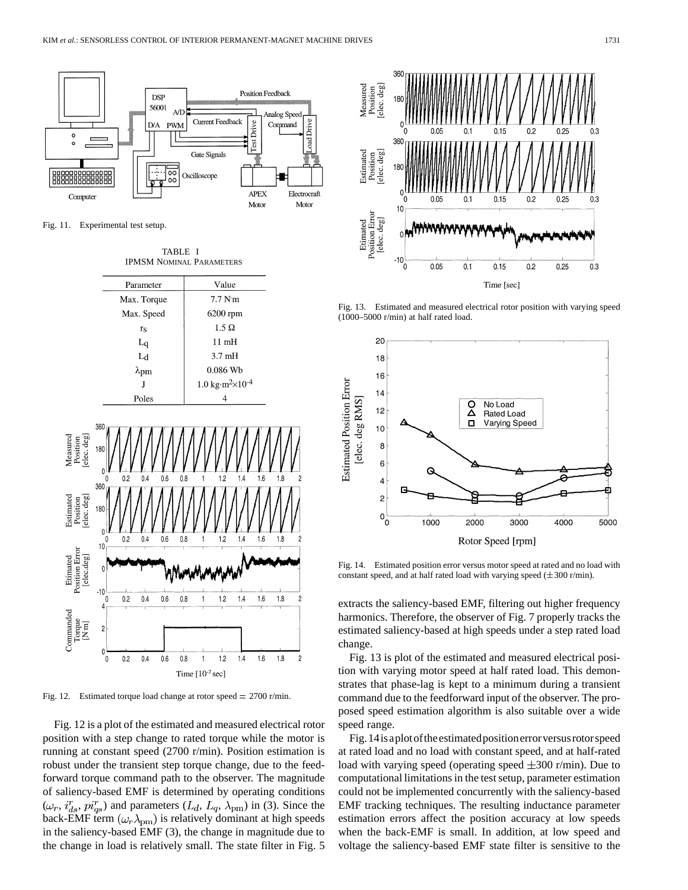Fig. 11. Experimental test setup.

TABLE I
IPMSM NOMINAL PARAMETERS

| Parameter | Value |
|---|---|
| Max. Torque | 7.7 N·m |
| Max. Speed | 6200 rpm |
| $r_S$ | 1.5 Ω |
| $L_q$ | 11 mH |
| $L_d$ | 3.7 mH |
| $\lambda_{pm}$ | 0.086 Wb |
| J | 1.0 kg·m$^2$×10$^{-4}$ |
| Poles | 4 |

Fig. 12. Estimated torque load change at rotor speed = 2700 r/min.

Fig. 12 is a plot of the estimated and measured electrical rotor position with a step change to rated torque while the motor is running at constant speed (2700 r/min). Position estimation is robust under the transient step torque change, due to the feedforward torque command path to the observer. The magnitude of saliency-based EMF is determined by operating conditions ($\omega_r$, $i^r_{ds}$, $pi^r_{qs}$) and parameters ($L_d$, $L_q$, $\lambda_{\rm pm}$) in (3). Since the back-EMF term ($\omega_r\lambda_{\rm pm}$) is relatively dominant at high speeds in the saliency-based EMF (3), the change in magnitude due to the change in load is relatively small. The state filter in Fig. 5 extracts the saliency-based EMF, filtering out higher frequency harmonics. Therefore, the observer of Fig. 7 properly tracks the estimated saliency-based at high speeds under a step rated load change.

Fig. 13. Estimated and measured electrical rotor position with varying speed (1000–5000 r/min) at half rated load.

Fig. 14. Estimated position error versus motor speed at rated and no load with constant speed, and at half rated load with varying speed (±300 r/min).

Fig. 13 is plot of the estimated and measured electrical position with varying motor speed at half rated load. This demonstrates that phase-lag is kept to a minimum during a transient command due to the feedforward input of the observer. The proposed speed estimation algorithm is also suitable over a wide speed range.

Fig. 14 is a plot of the estimated position error versus rotor speed at rated load and no load with constant speed, and at half-rated load with varying speed (operating speed ±300 r/min). Due to computational limitations in the test setup, parameter estimation could not be implemented concurrently with the saliency-based EMF tracking techniques. The resulting inductance parameter estimation errors affect the position accuracy at low speeds when the back-EMF is small. In addition, at low speed and voltage the saliency-based EMF state filter is sensitive to the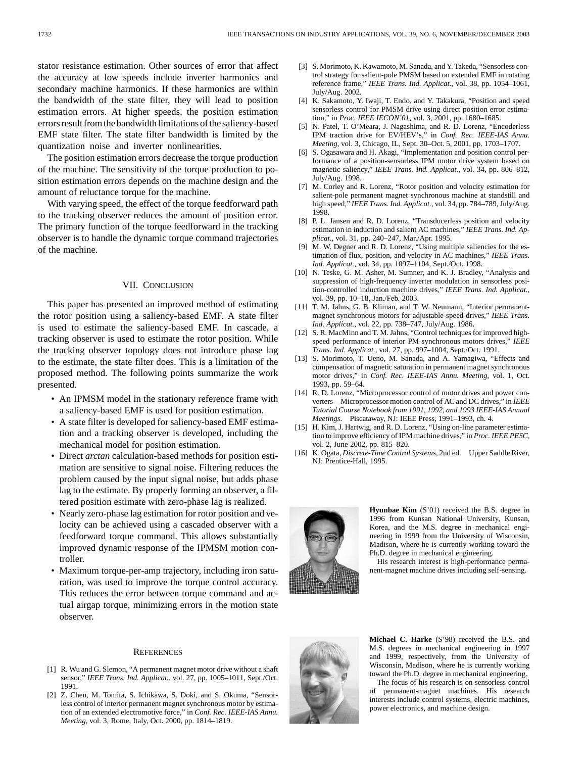stator resistance estimation. Other sources of error that affect the accuracy at low speeds include inverter harmonics and secondary machine harmonics. If these harmonics are within the bandwidth of the state filter, they will lead to position estimation errors. At higher speeds, the position estimation errors result from the bandwidth limitations of the saliency-based EMF state filter. The state filter bandwidth is limited by the quantization noise and inverter nonlinearities.

The position estimation errors decrease the torque production of the machine. The sensitivity of the torque production to position estimation errors depends on the machine design and the amount of reluctance torque for the machine.

With varying speed, the effect of the torque feedforward path to the tracking observer reduces the amount of position error. The primary function of the torque feedforward in the tracking observer is to handle the dynamic torque command trajectories of the machine.

## VII. Conclusion

This paper has presented an improved method of estimating the rotor position using a saliency-based EMF. A state filter is used to estimate the saliency-based EMF. In cascade, a tracking observer is used to estimate the rotor position. While the tracking observer topology does not introduce phase lag to the estimate, the state filter does. This is a limitation of the proposed method. The following points summarize the work presented.

- An IPMSM model in the stationary reference frame with a saliency-based EMF is used for position estimation.
- A state filter is developed for saliency-based EMF estimation and a tracking observer is developed, including the mechanical model for position estimation.
- Direct *arctan* calculation-based methods for position estimation are sensitive to signal noise. Filtering reduces the problem caused by the input signal noise, but adds phase lag to the estimate. By properly forming an observer, a filtered position estimate with zero-phase lag is realized.
- Nearly zero-phase lag estimation for rotor position and velocity can be achieved using a cascaded observer with a feedforward torque command. This allows substantially improved dynamic response of the IPMSM motion controller.
- Maximum torque-per-amp trajectory, including iron saturation, was used to improve the torque control accuracy. This reduces the error between torque command and actual airgap torque, minimizing errors in the motion state observer.

## References

[1] R. Wu and G. Slemon, "A permanent magnet motor drive without a shaft sensor," *IEEE Trans. Ind. Applicat.*, vol. 27, pp. 1005–1011, Sept./Oct. 1991.

[2] Z. Chen, M. Tomita, S. Ichikawa, S. Doki, and S. Okuma, "Sensorless control of interior permanent magnet synchronous motor by estimation of an extended electromotive force," in *Conf. Rec. IEEE-IAS Annu. Meeting*, vol. 3, Rome, Italy, Oct. 2000, pp. 1814–1819.

[3] S. Morimoto, K. Kawamoto, M. Sanada, and Y. Takeda, "Sensorless control strategy for salient-pole PMSM based on extended EMF in rotating reference frame," *IEEE Trans. Ind. Applicat.*, vol. 38, pp. 1054–1061, July/Aug. 2002.

[4] K. Sakamoto, Y. Iwaji, T. Endo, and Y. Takakura, "Position and speed sensorless control for PMSM drive using direct position error estimation," in *Proc. IEEE IECON'01*, vol. 3, 2001, pp. 1680–1685.

[5] N. Patel, T. O'Meara, J. Nagashima, and R. D. Lorenz, "Encoderless IPM traction drive for EV/HEV's," in *Conf. Rec. IEEE-IAS Annu. Meeting*, vol. 3, Chicago, IL, Sept. 30–Oct. 5, 2001, pp. 1703–1707.

[6] S. Ogasawara and H. Akagi, "Implementation and position control performance of a position-sensorless IPM motor drive system based on magnetic saliency," *IEEE Trans. Ind. Applicat.*, vol. 34, pp. 806–812, July/Aug. 1998.

[7] M. Corley and R. Lorenz, "Rotor position and velocity estimation for salient-pole permanent magnet synchronous machine at standstill and high speed," *IEEE Trans. Ind. Applicat.*, vol. 34, pp. 784–789, July/Aug. 1998.

[8] P. L. Jansen and R. D. Lorenz, "Transducerless position and velocity estimation in induction and salient AC machines," *IEEE Trans. Ind. Applicat.*, vol. 31, pp. 240–247, Mar./Apr. 1995.

[9] M. W. Degner and R. D. Lorenz, "Using multiple saliencies for the estimation of flux, position, and velocity in AC machines," *IEEE Trans. Ind. Applicat.*, vol. 34, pp. 1097–1104, Sept./Oct. 1998.

[10] N. Teske, G. M. Asher, M. Sumner, and K. J. Bradley, "Analysis and suppression of high-frequency inverter modulation in sensorless position-controlled induction machine drives," *IEEE Trans. Ind. Applicat.*, vol. 39, pp. 10–18, Jan./Feb. 2003.

[11] T. M. Jahns, G. B. Kliman, and T. W. Neumann, "Interior permanent-magnet synchronous motors for adjustable-speed drives," *IEEE Trans. Ind. Applicat.*, vol. 22, pp. 738–747, July/Aug. 1986.

[12] S. R. MacMinn and T. M. Jahns, "Control techniques for improved high-speed performance of interior PM synchronous motors drives," *IEEE Trans. Ind. Applicat.*, vol. 27, pp. 997–1004, Sept./Oct. 1991.

[13] S. Morimoto, T. Ueno, M. Sanada, and A. Yamagiwa, "Effects and compensation of magnetic saturation in permanent magnet synchronous motor drives," in *Conf. Rec. IEEE-IAS Annu. Meeting*, vol. 1, Oct. 1993, pp. 59–64.

[14] R. D. Lorenz, "Microprocessor control of motor drives and power converters—Microprocessor motion control of AC and DC drives," in *IEEE Tutorial Course Notebook from 1991, 1992, and 1993 IEEE-IAS Annual Meetings*. Piscataway, NJ: IEEE Press, 1991–1993, ch. 4.

[15] H. Kim, J. Hartwig, and R. D. Lorenz, "Using on-line parameter estimation to improve efficiency of IPM machine drives," in *Proc. IEEE PESC*, vol. 2, June 2002, pp. 815–820.

[16] K. Ogata, *Discrete-Time Control Systems*, 2nd ed. Upper Saddle River, NJ: Prentice-Hall, 1995.

**Hyunbae Kim** (S'01) received the B.S. degree in 1996 from Kunsan National University, Kunsan, Korea, and the M.S. degree in mechanical engineering in 1999 from the University of Wisconsin, Madison, where he is currently working toward the Ph.D. degree in mechanical engineering.

His research interest is high-performance permanent-magnet machine drives including self-sensing.

**Michael C. Harke** (S'98) received the B.S. and M.S. degrees in mechanical engineering in 1997 and 1999, respectively, from the University of Wisconsin, Madison, where he is currently working toward the Ph.D. degree in mechanical engineering.

The focus of his research is on sensorless control of permanent-magnet machines. His research interests include control systems, electric machines, power electronics, and machine design.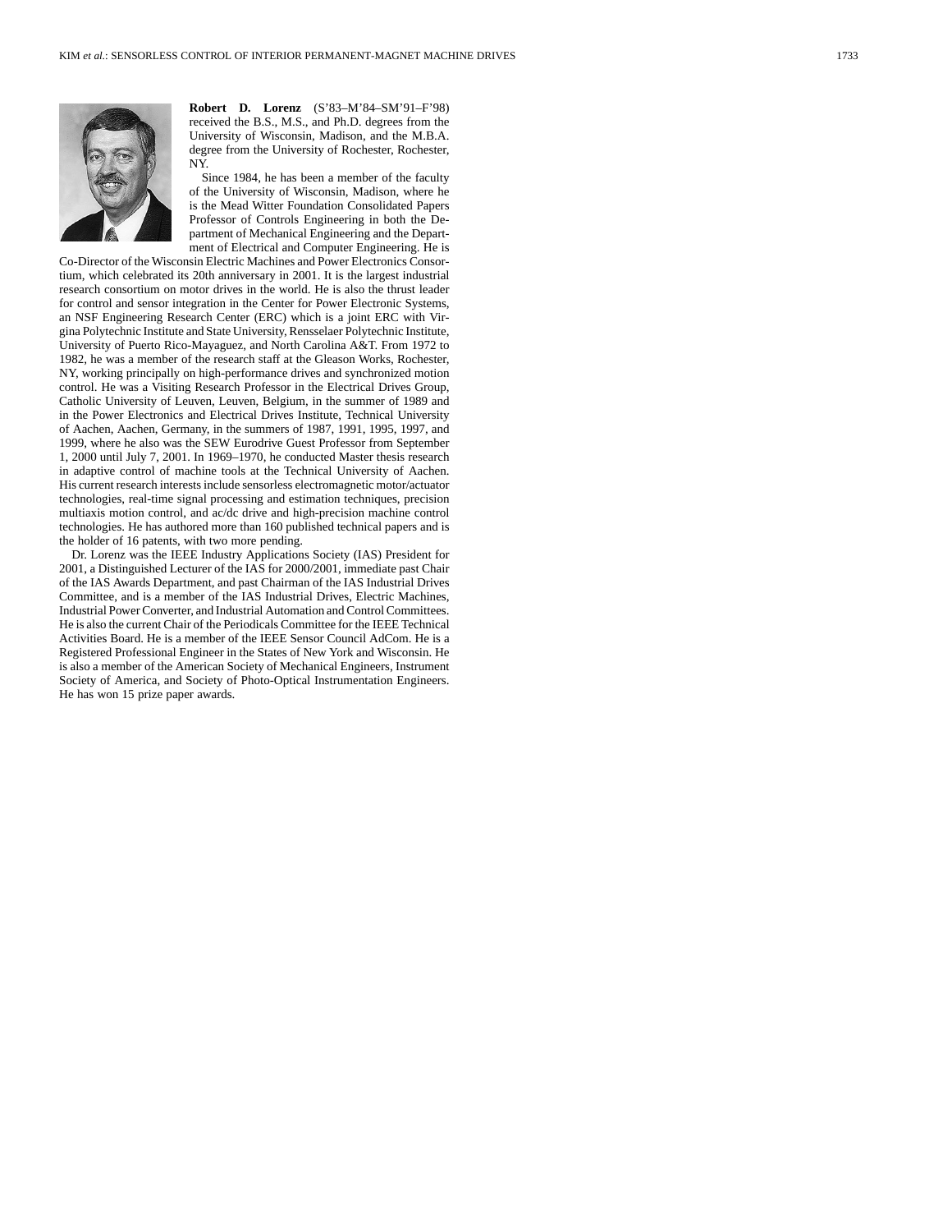**Robert D. Lorenz** (S'83–M'84–SM'91–F'98) received the B.S., M.S., and Ph.D. degrees from the University of Wisconsin, Madison, and the M.B.A. degree from the University of Rochester, Rochester, NY.

Since 1984, he has been a member of the faculty of the University of Wisconsin, Madison, where he is the Mead Witter Foundation Consolidated Papers Professor of Controls Engineering in both the Department of Mechanical Engineering and the Department of Electrical and Computer Engineering. He is Co-Director of the Wisconsin Electric Machines and Power Electronics Consortium, which celebrated its 20th anniversary in 2001. It is the largest industrial research consortium on motor drives in the world. He is also the thrust leader for control and sensor integration in the Center for Power Electronic Systems, an NSF Engineering Research Center (ERC) which is a joint ERC with Virgina Polytechnic Institute and State University, Rensselaer Polytechnic Institute, University of Puerto Rico-Mayaguez, and North Carolina A&T. From 1972 to 1982, he was a member of the research staff at the Gleason Works, Rochester, NY, working principally on high-performance drives and synchronized motion control. He was a Visiting Research Professor in the Electrical Drives Group, Catholic University of Leuven, Leuven, Belgium, in the summer of 1989 and in the Power Electronics and Electrical Drives Institute, Technical University of Aachen, Aachen, Germany, in the summers of 1987, 1991, 1995, 1997, and 1999, where he also was the SEW Eurodrive Guest Professor from September 1, 2000 until July 7, 2001. In 1969–1970, he conducted Master thesis research in adaptive control of machine tools at the Technical University of Aachen. His current research interests include sensorless electromagnetic motor/actuator technologies, real-time signal processing and estimation techniques, precision multiaxis motion control, and ac/dc drive and high-precision machine control technologies. He has authored more than 160 published technical papers and is the holder of 16 patents, with two more pending.

Dr. Lorenz was the IEEE Industry Applications Society (IAS) President for 2001, a Distinguished Lecturer of the IAS for 2000/2001, immediate past Chair of the IAS Awards Department, and past Chairman of the IAS Industrial Drives Committee, and is a member of the IAS Industrial Drives, Electric Machines, Industrial Power Converter, and Industrial Automation and Control Committees. He is also the current Chair of the Periodicals Committee for the IEEE Technical Activities Board. He is a member of the IEEE Sensor Council AdCom. He is a Registered Professional Engineer in the States of New York and Wisconsin. He is also a member of the American Society of Mechanical Engineers, Instrument Society of America, and Society of Photo-Optical Instrumentation Engineers. He has won 15 prize paper awards.